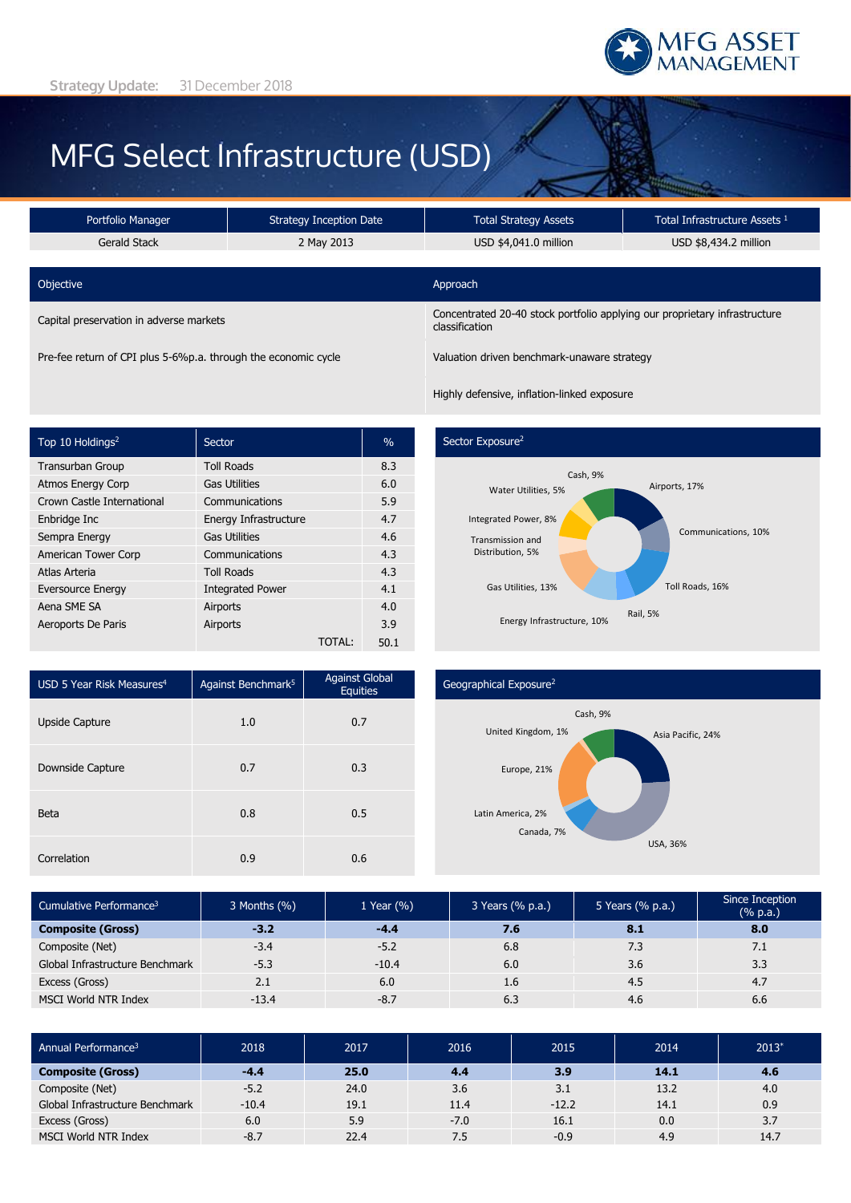MFG ASSET MANAGEMENT

Strategy Update: 31 December 2018

# MFG Select Infrastructure (USD)

| Portfolio Manager | Strategy Inception Date | Total Strategy Assets | Total Infrastructure Assets [1] |
|---|---|---|---|
| Gerald Stack | 2 May 2013 | USD $4,041.0 million | USD $8,434.2 million |

| Objective | Approach |
|---|---|
| Capital preservation in adverse markets | Concentrated 20-40 stock portfolio applying our proprietary infrastructure classification |
| Pre-fee return of CPI plus 5-6%p.a. through the economic cycle | Valuation driven benchmark-unaware strategy |
| | Highly defensive, inflation-linked exposure |

| Top 10 Holdings[2] | Sector | % |
|---|---|---|
| Transurban Group | Toll Roads | 8.3 |
| Atmos Energy Corp | Gas Utilities | 6.0 |
| Crown Castle International | Communications | 5.9 |
| Enbridge Inc | Energy Infrastructure | 4.7 |
| Sempra Energy | Gas Utilities | 4.6 |
| American Tower Corp | Communications | 4.3 |
| Atlas Arteria | Toll Roads | 4.3 |
| Eversource Energy | Integrated Power | 4.1 |
| Aena SME SA | Airports | 4.0 |
| Aeroports De Paris | Airports | 3.9 |
| | TOTAL: | 50.1 |

**Sector Exposure[2]**

Airports, 17%; Communications, 10%; Toll Roads, 16%; Rail, 5%; Energy Infrastructure, 10%; Gas Utilities, 13%; Transmission and Distribution, 5%; Integrated Power, 8%; Water Utilities, 5%; Cash, 9%

| USD 5 Year Risk Measures[4] | Against Benchmark[5] | Against Global Equities |
|---|---|---|
| Upside Capture | 1.0 | 0.7 |
| Downside Capture | 0.7 | 0.3 |
| Beta | 0.8 | 0.5 |
| Correlation | 0.9 | 0.6 |

**Geographical Exposure[2]**

Asia Pacific, 24%; USA, 36%; Canada, 7%; Latin America, 2%; Europe, 21%; United Kingdom, 1%; Cash, 9%

| Cumulative Performance[3] | 3 Months (%) | 1 Year (%) | 3 Years (% p.a.) | 5 Years (% p.a.) | Since Inception (% p.a.) |
|---|---|---|---|---|---|
| **Composite (Gross)** | **-3.2** | **-4.4** | **7.6** | **8.1** | **8.0** |
| Composite (Net) | -3.4 | -5.2 | 6.8 | 7.3 | 7.1 |
| Global Infrastructure Benchmark | -5.3 | -10.4 | 6.0 | 3.6 | 3.3 |
| Excess (Gross) | 2.1 | 6.0 | 1.6 | 4.5 | 4.7 |
| MSCI World NTR Index | -13.4 | -8.7 | 6.3 | 4.6 | 6.6 |

| Annual Performance[3] | 2018 | 2017 | 2016 | 2015 | 2014 | 2013* |
|---|---|---|---|---|---|---|
| **Composite (Gross)** | **-4.4** | **25.0** | **4.4** | **3.9** | **14.1** | **4.6** |
| Composite (Net) | -5.2 | 24.0 | 3.6 | 3.1 | 13.2 | 4.0 |
| Global Infrastructure Benchmark | -10.4 | 19.1 | 11.4 | -12.2 | 14.1 | 0.9 |
| Excess (Gross) | 6.0 | 5.9 | -7.0 | 16.1 | 0.0 | 3.7 |
| MSCI World NTR Index | -8.7 | 22.4 | 7.5 | -0.9 | 4.9 | 14.7 |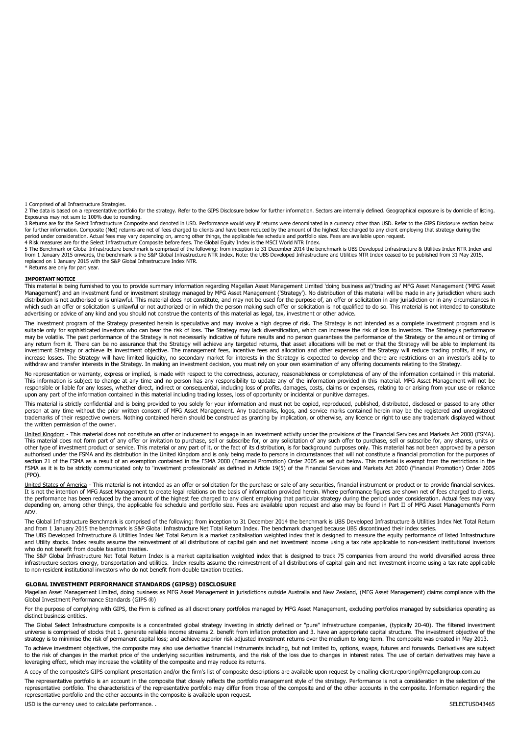1 Comprised of all Infrastructure Strategies.

2 The data is based on a representative portfolio for the strategy. Refer to the GIPS Disclosure below for further information. Sectors are internally defined. Geographical exposure is by domicile of listing. Exposures may not sum to 100% due to rounding.

3 Returns are for the Select Infrastructure Composite and denoted in USD. Performance would vary if returns were denominated in a currency other than USD. Refer to the GIPS Disclosure section below for further information. Composite (Net) returns are net of fees charged to clients and have been reduced by the amount of the highest fee charged to any client employing that strategy during the period under consideration. Actual fees may vary depending on, among other things, the applicable fee schedule and portfolio size. Fees are available upon request.

4 Risk measures are for the Select Infrastructure Composite before fees. The Global Equity Index is the MSCI World NTR Index.

5 The Benchmark or Global Infrastructure benchmark is comprised of the following: from inception to 31 December 2014 the benchmark is UBS Developed Infrastructure & Utilities Index NTR Index and from 1 January 2015 onwards, the benchmark is the S&P Global Infrastructure NTR Index. Note: the UBS Developed Infrastructure and Utilities NTR Index ceased to be published from 31 May 2015, replaced on 1 January 2015 with the S&P Global Infrastructure Index NTR.

* Returns are only for part year.

**IMPORTANT NOTICE**

This material is being furnished to you to provide summary information regarding Magellan Asset Management Limited 'doing business as'/'trading as' MFG Asset Management ('MFG Asset Management') and an investment fund or investment strategy managed by MFG Asset Management ('Strategy'). No distribution of this material will be made in any jurisdiction where such distribution is not authorised or is unlawful. This material does not constitute, and may not be used for the purpose of, an offer or solicitation in any jurisdiction or in any circumstances in which such an offer or solicitation is unlawful or not authorized or in which the person making such offer or solicitation is not qualified to do so. This material is not intended to constitute advertising or advice of any kind and you should not construe the contents of this material as legal, tax, investment or other advice.

The investment program of the Strategy presented herein is speculative and may involve a high degree of risk. The Strategy is not intended as a complete investment program and is suitable only for sophisticated investors who can bear the risk of loss. The Strategy may lack diversification, which can increase the risk of loss to investors. The Strategy's performance may be volatile. The past performance of the Strategy is not necessarily indicative of future results and no person guarantees the performance of the Strategy or the amount or timing of any return from it. There can be no assurance that the Strategy will achieve any targeted returns, that asset allocations will be met or that the Strategy will be able to implement its investment Strategy or achieve its investment objective. The management fees, incentive fees and allocation and other expenses of the Strategy will reduce trading profits, if any, or increase losses. The Strategy will have limited liquidity, no secondary market for interests in the Strategy is expected to develop and there are restrictions on an investor's ability to withdraw and transfer interests in the Strategy. In making an investment decision, you must rely on your own examination of any offering documents relating to the Strategy.

No representation or warranty, express or implied, is made with respect to the correctness, accuracy, reasonableness or completeness of any of the information contained in this material. This information is subject to change at any time and no person has any responsibility to update any of the information provided in this material. MFG Asset Management will not be responsible or liable for any losses, whether direct, indirect or consequential, including loss of profits, damages, costs, claims or expenses, relating to or arising from your use or reliance upon any part of the information contained in this material including trading losses, loss of opportunity or incidental or punitive damages.

This material is strictly confidential and is being provided to you solely for your information and must not be copied, reproduced, published, distributed, disclosed or passed to any other person at any time without the prior written consent of MFG Asset Management. Any trademarks, logos, and service marks contained herein may be the registered and unregistered trademarks of their respective owners. Nothing contained herein should be construed as granting by implication, or otherwise, any licence or right to use any trademark displayed without the written permission of the owner.

United Kingdom - This material does not constitute an offer or inducement to engage in an investment activity under the provisions of the Financial Services and Markets Act 2000 (FSMA). This material does not form part of any offer or invitation to purchase, sell or subscribe for, or any solicitation of any such offer to purchase, sell or subscribe for, any shares, units or other type of investment product or service. This material or any part of it, or the fact of its distribution, is for background purposes only. This material has not been approved by a person authorised under the FSMA and its distribution in the United Kingdom and is only being made to persons in circumstances that will not constitute a financial promotion for the purposes of section 21 of the FSMA as a result of an exemption contained in the FSMA 2000 (Financial Promotion) Order 2005 as set out below. This material is exempt from the restrictions in the FSMA as it is to be strictly communicated only to 'investment professionals' as defined in Article 19(5) of the Financial Services and Markets Act 2000 (Financial Promotion) Order 2005 (FPO).

United States of America - This material is not intended as an offer or solicitation for the purchase or sale of any securities, financial instrument or product or to provide financial services. It is not the intention of MFG Asset Management to create legal relations on the basis of information provided herein. Where performance figures are shown net of fees charged to clients, the performance has been reduced by the amount of the highest fee charged to any client employing that particular strategy during the period under consideration. Actual fees may vary depending on, among other things, the applicable fee schedule and portfolio size. Fees are available upon request and also may be found in Part II of MFG Asset Management's Form ADV.

The Global Infrastructure Benchmark is comprised of the following: from inception to 31 December 2014 the benchmark is UBS Developed Infrastructure & Utilities Index Net Total Return and from 1 January 2015 the benchmark is S&P Global Infrastructure Net Total Return Index. The benchmark changed because UBS discontinued their index series.

The UBS Developed Infrastructure & Utilities Index Net Total Return is a market capitalisation weighted index that is designed to measure the equity performance of listed Infrastructure and Utility stocks. Index results assume the reinvestment of all distributions of capital gain and net investment income using a tax rate applicable to non-resident institutional investors who do not benefit from double taxation treaties.

The S&P Global Infrastructure Net Total Return Index is a market capitalisation weighted index that is designed to track 75 companies from around the world diversified across three infrastructure sectors energy, transportation and utilities. Index results assume the reinvestment of all distributions of capital gain and net investment income using a tax rate applicable to non-resident institutional investors who do not benefit from double taxation treaties.

**GLOBAL INVESTMENT PERFORMANCE STANDARDS (GIPS®) DISCLOSURE**

Magellan Asset Management Limited, doing business as MFG Asset Management in jurisdictions outside Australia and New Zealand, (MFG Asset Management) claims compliance with the Global Investment Performance Standards (GIPS ®)

For the purpose of complying with GIPS, the Firm is defined as all discretionary portfolios managed by MFG Asset Management, excluding portfolios managed by subsidiaries operating as distinct business entities.

The Global Select Infrastructure composite is a concentrated global strategy investing in strictly defined or "pure" infrastructure companies, (typically 20-40). The filtered investment universe is comprised of stocks that 1. generate reliable income streams 2. benefit from inflation protection and 3. have an appropriate capital structure. The investment objective of the strategy is to minimise the risk of permanent capital loss; and achieve superior risk adjusted investment returns over the medium to long-term. The composite was created in May 2013.

To achieve investment objectives, the composite may also use derivative financial instruments including, but not limited to, options, swaps, futures and forwards. Derivatives are subject to the risk of changes in the market price of the underlying securities instruments, and the risk of the loss due to changes in interest rates. The use of certain derivatives may have a leveraging effect, which may increase the volatility of the composite and may reduce its returns.

A copy of the composite's GIPS compliant presentation and/or the firm's list of composite descriptions are available upon request by emailing client.reporting@magellangroup.com.au

The representative portfolio is an account in the composite that closely reflects the portfolio management style of the strategy. Performance is not a consideration in the selection of the representative portfolio. The characteristics of the representative portfolio may differ from those of the composite and of the other accounts in the composite. Information regarding the representative portfolio and the other accounts in the composite is available upon request.

USD is the currency used to calculate performance. .

SELECTUSD43465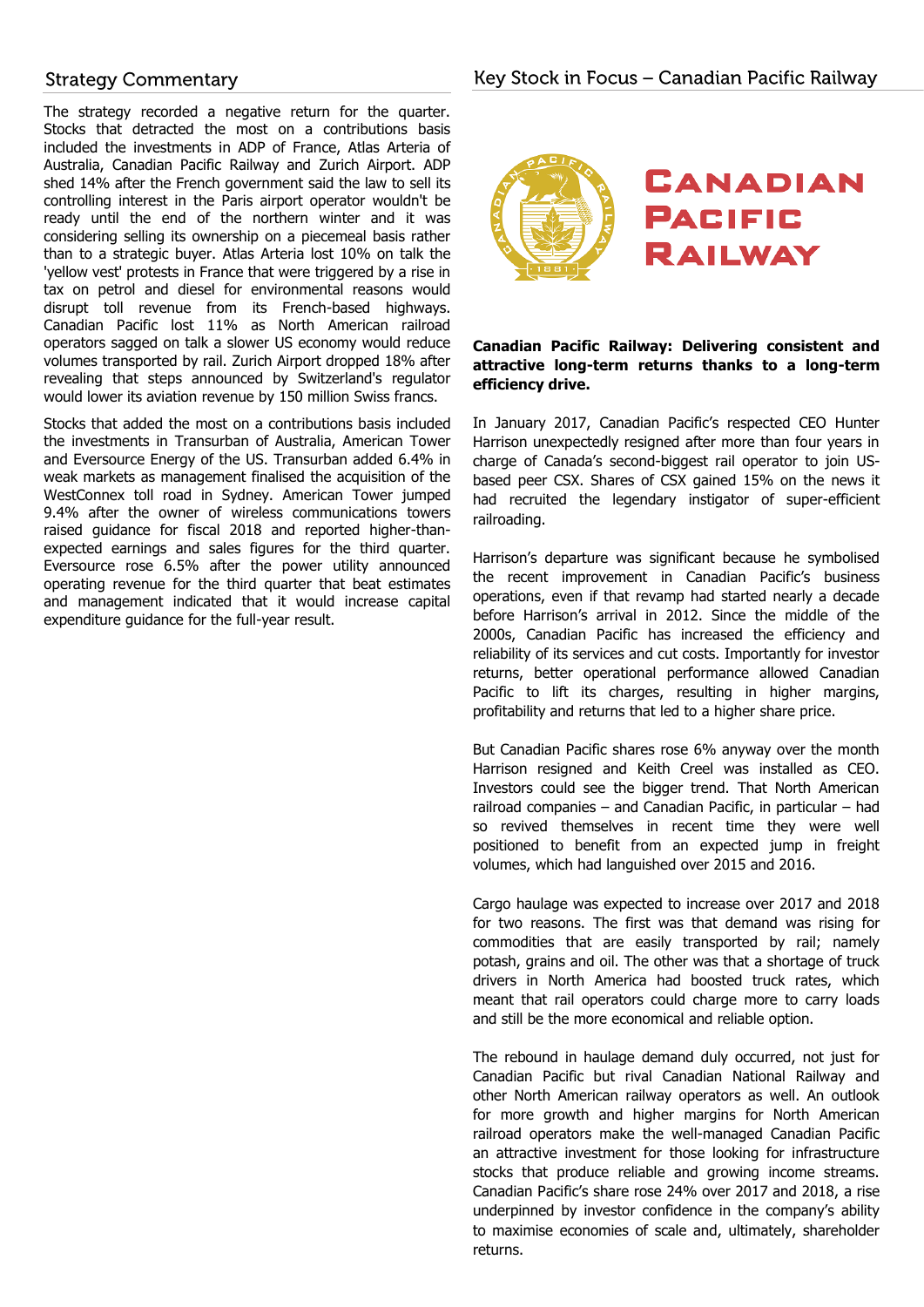## Strategy Commentary

The strategy recorded a negative return for the quarter. Stocks that detracted the most on a contributions basis included the investments in ADP of France, Atlas Arteria of Australia, Canadian Pacific Railway and Zurich Airport. ADP shed 14% after the French government said the law to sell its controlling interest in the Paris airport operator wouldn't be ready until the end of the northern winter and it was considering selling its ownership on a piecemeal basis rather than to a strategic buyer. Atlas Arteria lost 10% on talk the 'yellow vest' protests in France that were triggered by a rise in tax on petrol and diesel for environmental reasons would disrupt toll revenue from its French-based highways. Canadian Pacific lost 11% as North American railroad operators sagged on talk a slower US economy would reduce volumes transported by rail. Zurich Airport dropped 18% after revealing that steps announced by Switzerland's regulator would lower its aviation revenue by 150 million Swiss francs.

Stocks that added the most on a contributions basis included the investments in Transurban of Australia, American Tower and Eversource Energy of the US. Transurban added 6.4% in weak markets as management finalised the acquisition of the WestConnex toll road in Sydney. American Tower jumped 9.4% after the owner of wireless communications towers raised guidance for fiscal 2018 and reported higher-than-expected earnings and sales figures for the third quarter. Eversource rose 6.5% after the power utility announced operating revenue for the third quarter that beat estimates and management indicated that it would increase capital expenditure guidance for the full-year result.

## Key Stock in Focus – Canadian Pacific Railway

**Canadian Pacific Railway: Delivering consistent and attractive long-term returns thanks to a long-term efficiency drive.**

In January 2017, Canadian Pacific's respected CEO Hunter Harrison unexpectedly resigned after more than four years in charge of Canada's second-biggest rail operator to join US-based peer CSX. Shares of CSX gained 15% on the news it had recruited the legendary instigator of super-efficient railroading.

Harrison's departure was significant because he symbolised the recent improvement in Canadian Pacific's business operations, even if that revamp had started nearly a decade before Harrison's arrival in 2012. Since the middle of the 2000s, Canadian Pacific has increased the efficiency and reliability of its services and cut costs. Importantly for investor returns, better operational performance allowed Canadian Pacific to lift its charges, resulting in higher margins, profitability and returns that led to a higher share price.

But Canadian Pacific shares rose 6% anyway over the month Harrison resigned and Keith Creel was installed as CEO. Investors could see the bigger trend. That North American railroad companies – and Canadian Pacific, in particular – had so revived themselves in recent time they were well positioned to benefit from an expected jump in freight volumes, which had languished over 2015 and 2016.

Cargo haulage was expected to increase over 2017 and 2018 for two reasons. The first was that demand was rising for commodities that are easily transported by rail; namely potash, grains and oil. The other was that a shortage of truck drivers in North America had boosted truck rates, which meant that rail operators could charge more to carry loads and still be the more economical and reliable option.

The rebound in haulage demand duly occurred, not just for Canadian Pacific but rival Canadian National Railway and other North American railway operators as well. An outlook for more growth and higher margins for North American railroad operators make the well-managed Canadian Pacific an attractive investment for those looking for infrastructure stocks that produce reliable and growing income streams. Canadian Pacific's share rose 24% over 2017 and 2018, a rise underpinned by investor confidence in the company's ability to maximise economies of scale and, ultimately, shareholder returns.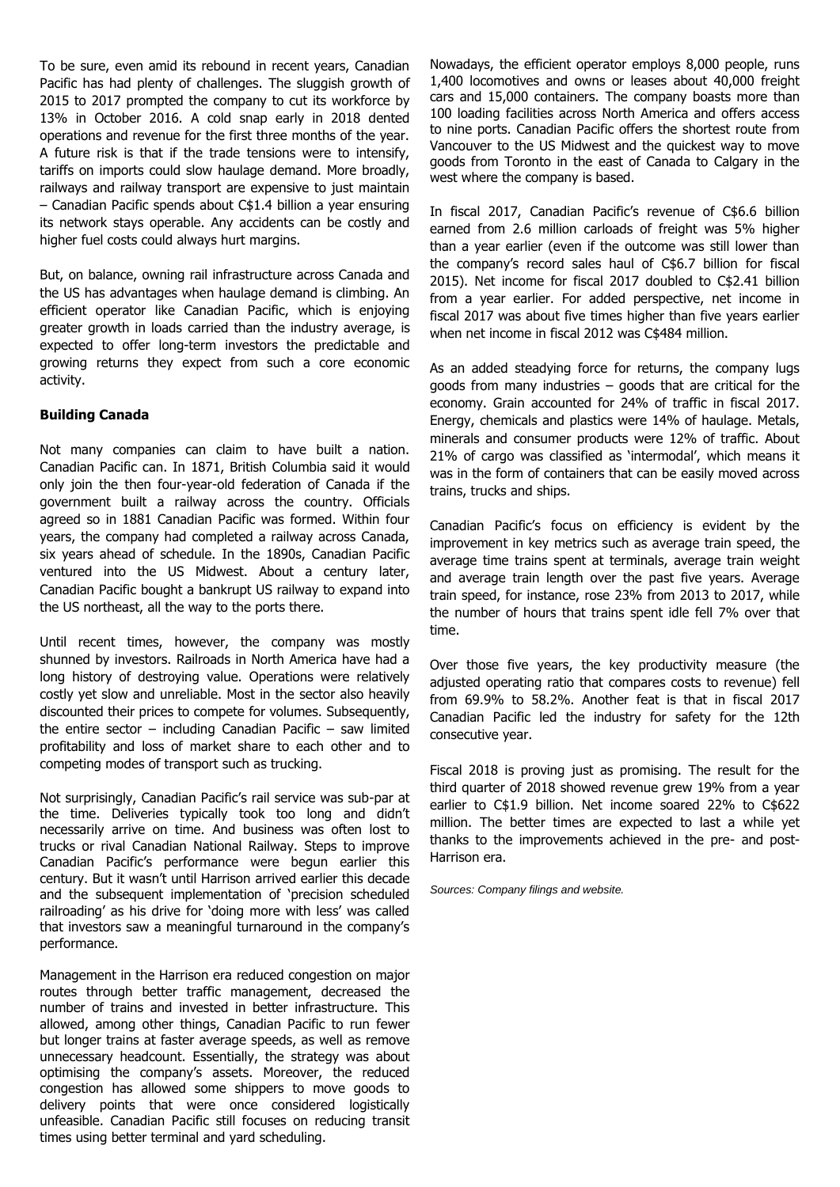To be sure, even amid its rebound in recent years, Canadian Pacific has had plenty of challenges. The sluggish growth of 2015 to 2017 prompted the company to cut its workforce by 13% in October 2016. A cold snap early in 2018 dented operations and revenue for the first three months of the year. A future risk is that if the trade tensions were to intensify, tariffs on imports could slow haulage demand. More broadly, railways and railway transport are expensive to just maintain – Canadian Pacific spends about C$1.4 billion a year ensuring its network stays operable. Any accidents can be costly and higher fuel costs could always hurt margins.

But, on balance, owning rail infrastructure across Canada and the US has advantages when haulage demand is climbing. An efficient operator like Canadian Pacific, which is enjoying greater growth in loads carried than the industry average, is expected to offer long-term investors the predictable and growing returns they expect from such a core economic activity.

**Building Canada**

Not many companies can claim to have built a nation. Canadian Pacific can. In 1871, British Columbia said it would only join the then four-year-old federation of Canada if the government built a railway across the country. Officials agreed so in 1881 Canadian Pacific was formed. Within four years, the company had completed a railway across Canada, six years ahead of schedule. In the 1890s, Canadian Pacific ventured into the US Midwest. About a century later, Canadian Pacific bought a bankrupt US railway to expand into the US northeast, all the way to the ports there.

Until recent times, however, the company was mostly shunned by investors. Railroads in North America have had a long history of destroying value. Operations were relatively costly yet slow and unreliable. Most in the sector also heavily discounted their prices to compete for volumes. Subsequently, the entire sector – including Canadian Pacific – saw limited profitability and loss of market share to each other and to competing modes of transport such as trucking.

Not surprisingly, Canadian Pacific's rail service was sub-par at the time. Deliveries typically took too long and didn't necessarily arrive on time. And business was often lost to trucks or rival Canadian National Railway. Steps to improve Canadian Pacific's performance were begun earlier this century. But it wasn't until Harrison arrived earlier this decade and the subsequent implementation of 'precision scheduled railroading' as his drive for 'doing more with less' was called that investors saw a meaningful turnaround in the company's performance.

Management in the Harrison era reduced congestion on major routes through better traffic management, decreased the number of trains and invested in better infrastructure. This allowed, among other things, Canadian Pacific to run fewer but longer trains at faster average speeds, as well as remove unnecessary headcount. Essentially, the strategy was about optimising the company's assets. Moreover, the reduced congestion has allowed some shippers to move goods to delivery points that were once considered logistically unfeasible. Canadian Pacific still focuses on reducing transit times using better terminal and yard scheduling.

Nowadays, the efficient operator employs 8,000 people, runs 1,400 locomotives and owns or leases about 40,000 freight cars and 15,000 containers. The company boasts more than 100 loading facilities across North America and offers access to nine ports. Canadian Pacific offers the shortest route from Vancouver to the US Midwest and the quickest way to move goods from Toronto in the east of Canada to Calgary in the west where the company is based.

In fiscal 2017, Canadian Pacific's revenue of C$6.6 billion earned from 2.6 million carloads of freight was 5% higher than a year earlier (even if the outcome was still lower than the company's record sales haul of C$6.7 billion for fiscal 2015). Net income for fiscal 2017 doubled to C$2.41 billion from a year earlier. For added perspective, net income in fiscal 2017 was about five times higher than five years earlier when net income in fiscal 2012 was C$484 million.

As an added steadying force for returns, the company lugs goods from many industries – goods that are critical for the economy. Grain accounted for 24% of traffic in fiscal 2017. Energy, chemicals and plastics were 14% of haulage. Metals, minerals and consumer products were 12% of traffic. About 21% of cargo was classified as 'intermodal', which means it was in the form of containers that can be easily moved across trains, trucks and ships.

Canadian Pacific's focus on efficiency is evident by the improvement in key metrics such as average train speed, the average time trains spent at terminals, average train weight and average train length over the past five years. Average train speed, for instance, rose 23% from 2013 to 2017, while the number of hours that trains spent idle fell 7% over that time.

Over those five years, the key productivity measure (the adjusted operating ratio that compares costs to revenue) fell from 69.9% to 58.2%. Another feat is that in fiscal 2017 Canadian Pacific led the industry for safety for the 12th consecutive year.

Fiscal 2018 is proving just as promising. The result for the third quarter of 2018 showed revenue grew 19% from a year earlier to C$1.9 billion. Net income soared 22% to C$622 million. The better times are expected to last a while yet thanks to the improvements achieved in the pre- and post-Harrison era.

*Sources: Company filings and website.*